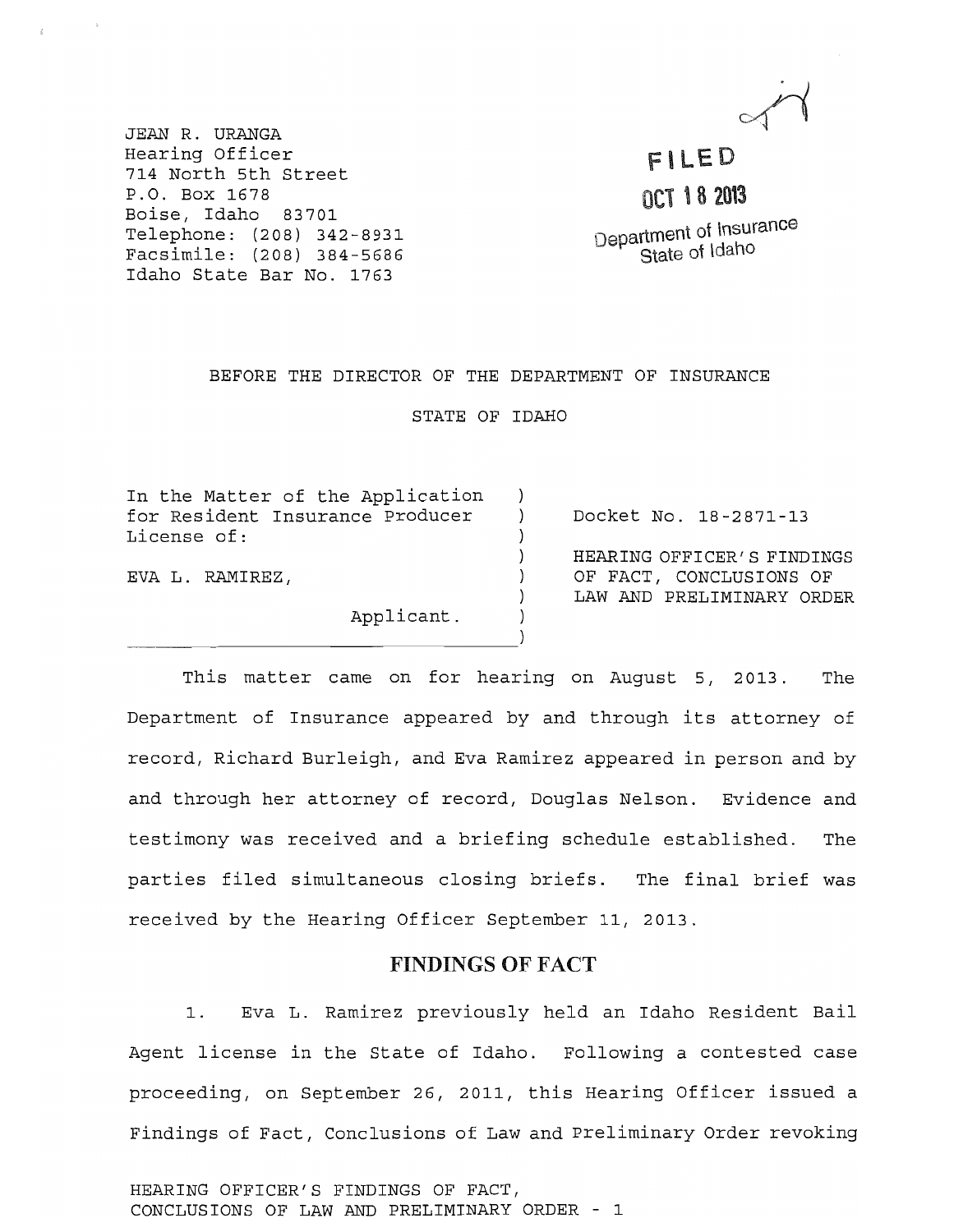JEAN R. URANGA
Hearing Officer
714 North 5th Street
P.O. Box 1678
Boise, Idaho 83701
Telephone: (208) 342-8931
Facsimile: (208) 384-5686
Idaho State Bar No. 1763

FILED
OCT 18 2013
Department of Insurance
State of Idaho

BEFORE THE DIRECTOR OF THE DEPARTMENT OF INSURANCE

STATE OF IDAHO

In the Matter of the Application for Resident Insurance Producer License of:

EVA L. RAMIREZ,

Applicant.

Docket No. 18-2871-13

HEARING OFFICER'S FINDINGS OF FACT, CONCLUSIONS OF LAW AND PRELIMINARY ORDER

This matter came on for hearing on August 5, 2013. The Department of Insurance appeared by and through its attorney of record, Richard Burleigh, and Eva Ramirez appeared in person and by and through her attorney of record, Douglas Nelson. Evidence and testimony was received and a briefing schedule established. The parties filed simultaneous closing briefs. The final brief was received by the Hearing Officer September 11, 2013.

## FINDINGS OF FACT

1. Eva L. Ramirez previously held an Idaho Resident Bail Agent license in the State of Idaho. Following a contested case proceeding, on September 26, 2011, this Hearing Officer issued a Findings of Fact, Conclusions of Law and Preliminary Order revoking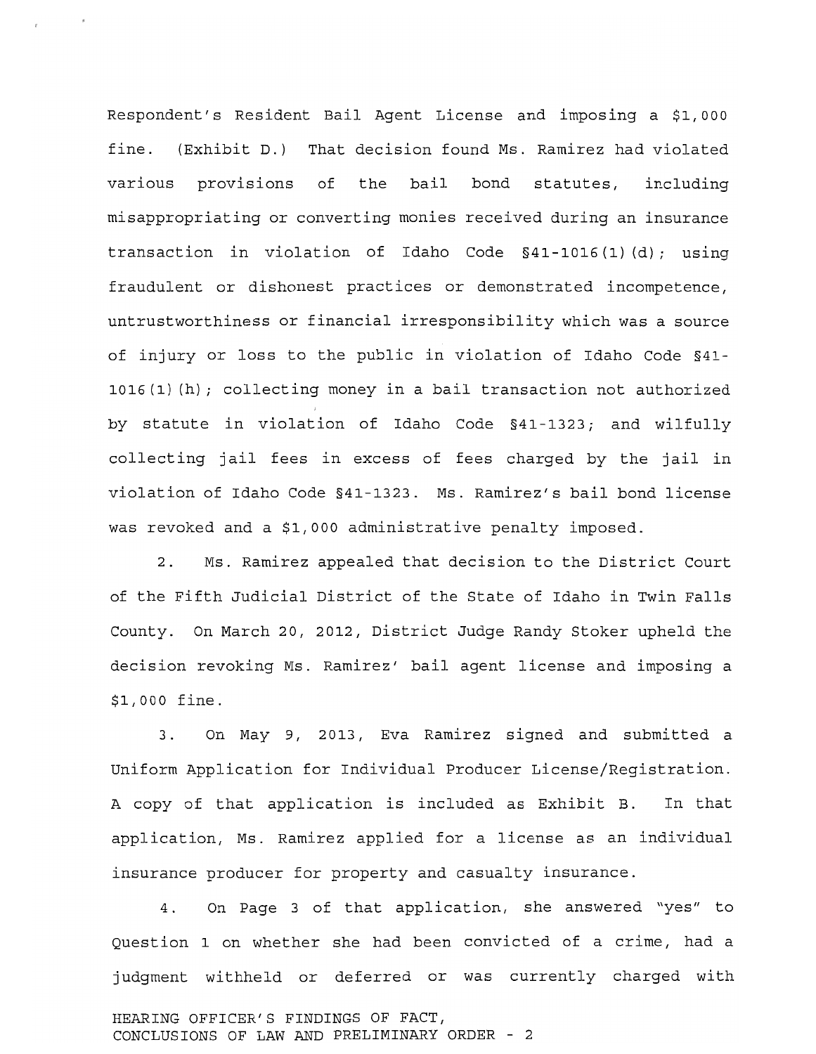Respondent's Resident Bail Agent License and imposing a $1,000 fine. (Exhibit D.) That decision found Ms. Ramirez had violated various provisions of the bail bond statutes, including misappropriating or converting monies received during an insurance transaction in violation of Idaho Code §41-1016(1)(d); using fraudulent or dishonest practices or demonstrated incompetence, untrustworthiness or financial irresponsibility which was a source of injury or loss to the public in violation of Idaho Code §41-1016(1)(h); collecting money in a bail transaction not authorized by statute in violation of Idaho Code §41-1323; and wilfully collecting jail fees in excess of fees charged by the jail in violation of Idaho Code §41-1323. Ms. Ramirez's bail bond license was revoked and a $1,000 administrative penalty imposed.

2. Ms. Ramirez appealed that decision to the District Court of the Fifth Judicial District of the State of Idaho in Twin Falls County. On March 20, 2012, District Judge Randy Stoker upheld the decision revoking Ms. Ramirez' bail agent license and imposing a $1,000 fine.

3. On May 9, 2013, Eva Ramirez signed and submitted a Uniform Application for Individual Producer License/Registration. A copy of that application is included as Exhibit B. In that application, Ms. Ramirez applied for a license as an individual insurance producer for property and casualty insurance.

4. On Page 3 of that application, she answered "yes" to Question 1 on whether she had been convicted of a crime, had a judgment withheld or deferred or was currently charged with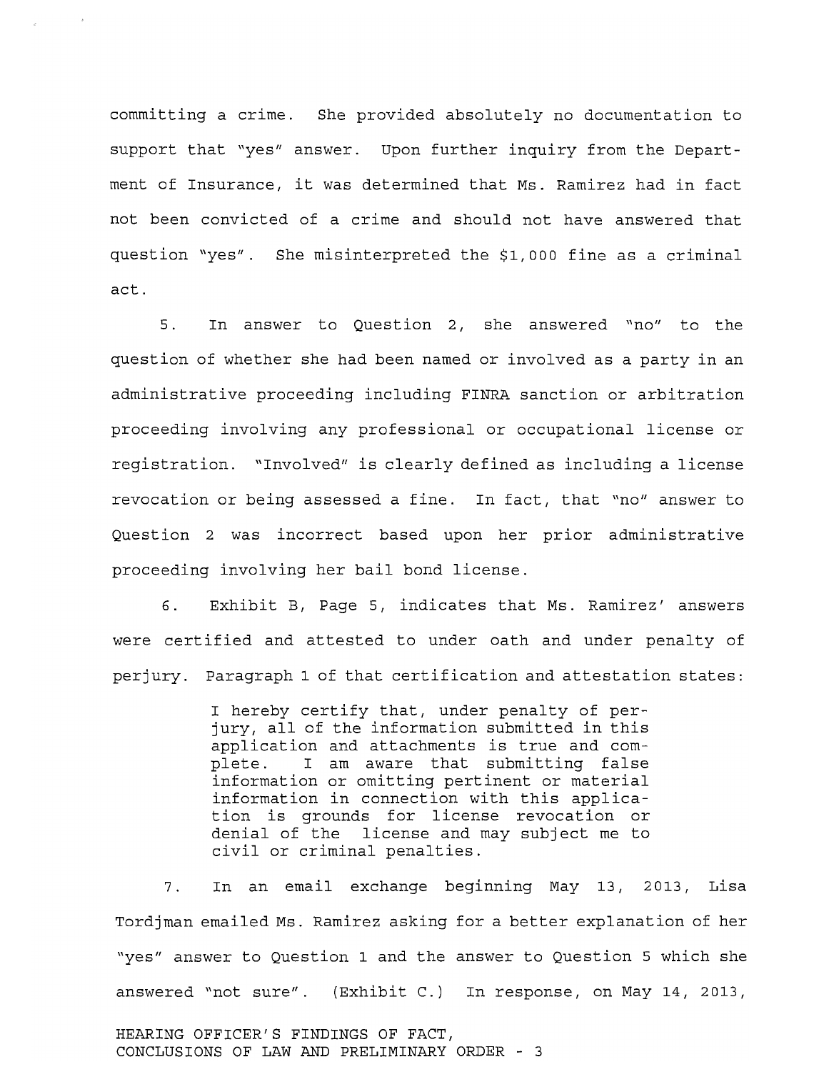committing a crime. She provided absolutely no documentation to support that "yes" answer. Upon further inquiry from the Department of Insurance, it was determined that Ms. Ramirez had in fact not been convicted of a crime and should not have answered that question "yes". She misinterpreted the $1,000 fine as a criminal act.

5. In answer to Question 2, she answered "no" to the question of whether she had been named or involved as a party in an administrative proceeding including FINRA sanction or arbitration proceeding involving any professional or occupational license or registration. "Involved" is clearly defined as including a license revocation or being assessed a fine. In fact, that "no" answer to Question 2 was incorrect based upon her prior administrative proceeding involving her bail bond license.

6. Exhibit B, Page 5, indicates that Ms. Ramirez' answers were certified and attested to under oath and under penalty of perjury. Paragraph 1 of that certification and attestation states:

> I hereby certify that, under penalty of perjury, all of the information submitted in this application and attachments is true and complete. I am aware that submitting false information or omitting pertinent or material information in connection with this application is grounds for license revocation or denial of the license and may subject me to civil or criminal penalties.

7. In an email exchange beginning May 13, 2013, Lisa Tordjman emailed Ms. Ramirez asking for a better explanation of her "yes" answer to Question 1 and the answer to Question 5 which she answered "not sure". (Exhibit C.) In response, on May 14, 2013,

HEARING OFFICER'S FINDINGS OF FACT, CONCLUSIONS OF LAW AND PRELIMINARY ORDER - 3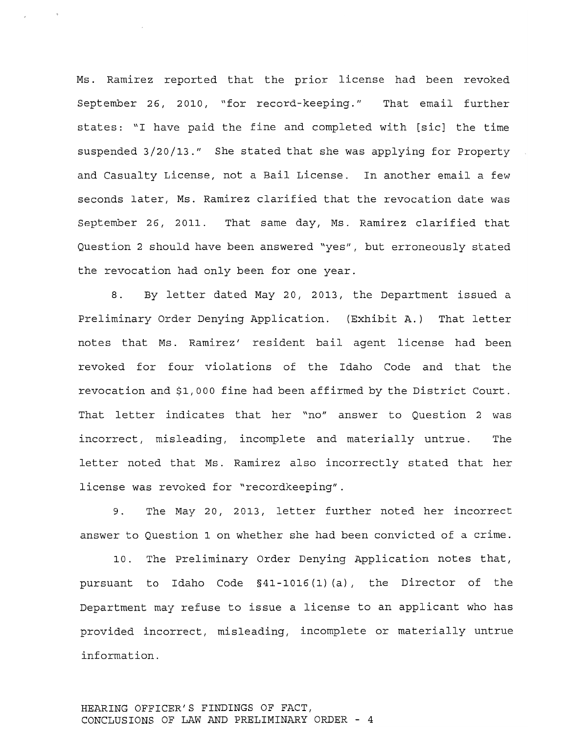Ms. Ramirez reported that the prior license had been revoked September 26, 2010, "for record-keeping." That email further states: "I have paid the fine and completed with [sic] the time suspended 3/20/13." She stated that she was applying for Property and Casualty License, not a Bail License. In another email a few seconds later, Ms. Ramirez clarified that the revocation date was September 26, 2011. That same day, Ms. Ramirez clarified that Question 2 should have been answered "yes", but erroneously stated the revocation had only been for one year.

8. By letter dated May 20, 2013, the Department issued a Preliminary Order Denying Application. (Exhibit A.) That letter notes that Ms. Ramirez' resident bail agent license had been revoked for four violations of the Idaho Code and that the revocation and $1,000 fine had been affirmed by the District Court. That letter indicates that her "no" answer to Question 2 was incorrect, misleading, incomplete and materially untrue. The letter noted that Ms. Ramirez also incorrectly stated that her license was revoked for "recordkeeping".

9. The May 20, 2013, letter further noted her incorrect answer to Question 1 on whether she had been convicted of a crime.

10. The Preliminary Order Denying Application notes that, pursuant to Idaho Code §41-1016(1)(a), the Director of the Department may refuse to issue a license to an applicant who has provided incorrect, misleading, incomplete or materially untrue information.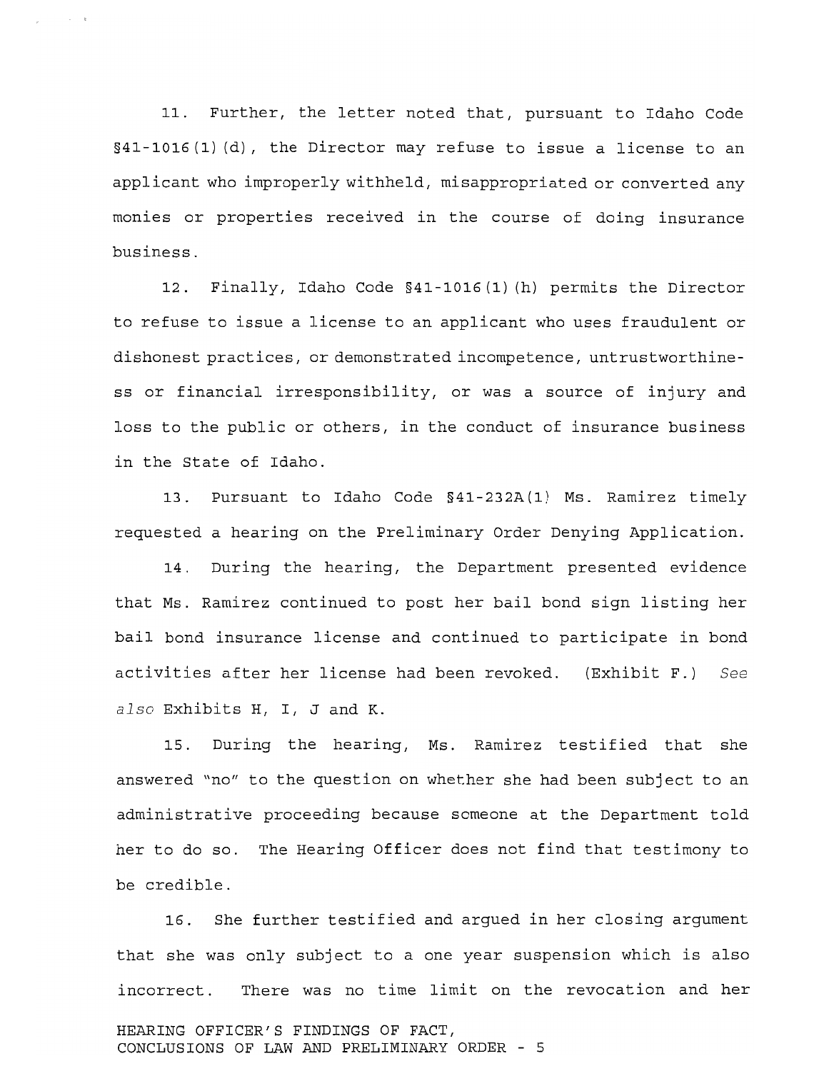11. Further, the letter noted that, pursuant to Idaho Code §41-1016(1)(d), the Director may refuse to issue a license to an applicant who improperly withheld, misappropriated or converted any monies or properties received in the course of doing insurance business.

12. Finally, Idaho Code §41-1016(1)(h) permits the Director to refuse to issue a license to an applicant who uses fraudulent or dishonest practices, or demonstrated incompetence, untrustworthiness or financial irresponsibility, or was a source of injury and loss to the public or others, in the conduct of insurance business in the State of Idaho.

13. Pursuant to Idaho Code §41-232A(1) Ms. Ramirez timely requested a hearing on the Preliminary Order Denying Application.

14. During the hearing, the Department presented evidence that Ms. Ramirez continued to post her bail bond sign listing her bail bond insurance license and continued to participate in bond activities after her license had been revoked. (Exhibit F.) *See also* Exhibits H, I, J and K.

15. During the hearing, Ms. Ramirez testified that she answered "no" to the question on whether she had been subject to an administrative proceeding because someone at the Department told her to do so. The Hearing Officer does not find that testimony to be credible.

16. She further testified and argued in her closing argument that she was only subject to a one year suspension which is also incorrect. There was no time limit on the revocation and her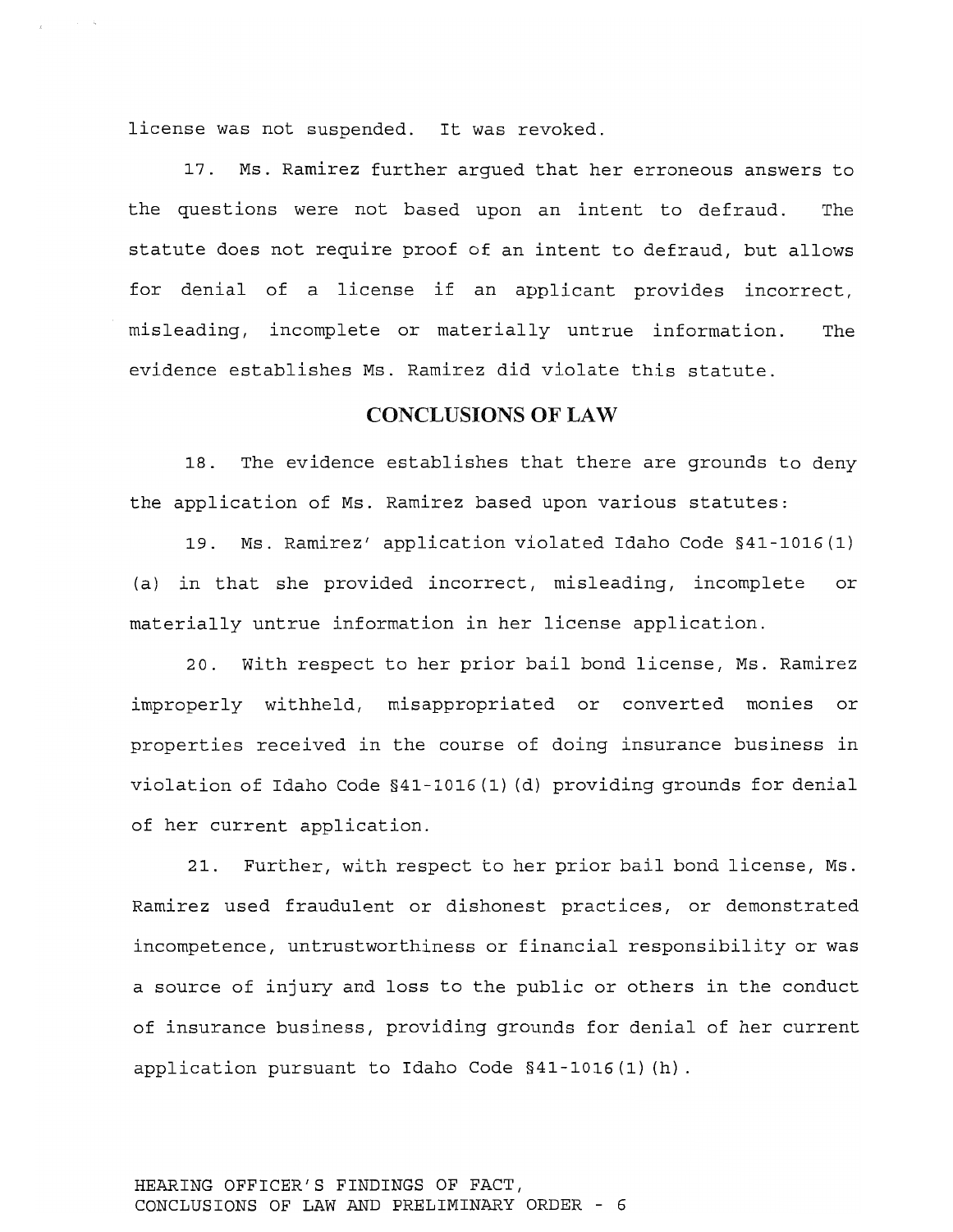license was not suspended. It was revoked.

17. Ms. Ramirez further argued that her erroneous answers to the questions were not based upon an intent to defraud. The statute does not require proof of an intent to defraud, but allows for denial of a license if an applicant provides incorrect, misleading, incomplete or materially untrue information. The evidence establishes Ms. Ramirez did violate this statute.

## CONCLUSIONS OF LAW

18. The evidence establishes that there are grounds to deny the application of Ms. Ramirez based upon various statutes:

19. Ms. Ramirez' application violated Idaho Code §41-1016(1)(a) in that she provided incorrect, misleading, incomplete or materially untrue information in her license application.

20. With respect to her prior bail bond license, Ms. Ramirez improperly withheld, misappropriated or converted monies or properties received in the course of doing insurance business in violation of Idaho Code §41-1016(1)(d) providing grounds for denial of her current application.

21. Further, with respect to her prior bail bond license, Ms. Ramirez used fraudulent or dishonest practices, or demonstrated incompetence, untrustworthiness or financial responsibility or was a source of injury and loss to the public or others in the conduct of insurance business, providing grounds for denial of her current application pursuant to Idaho Code §41-1016(1)(h).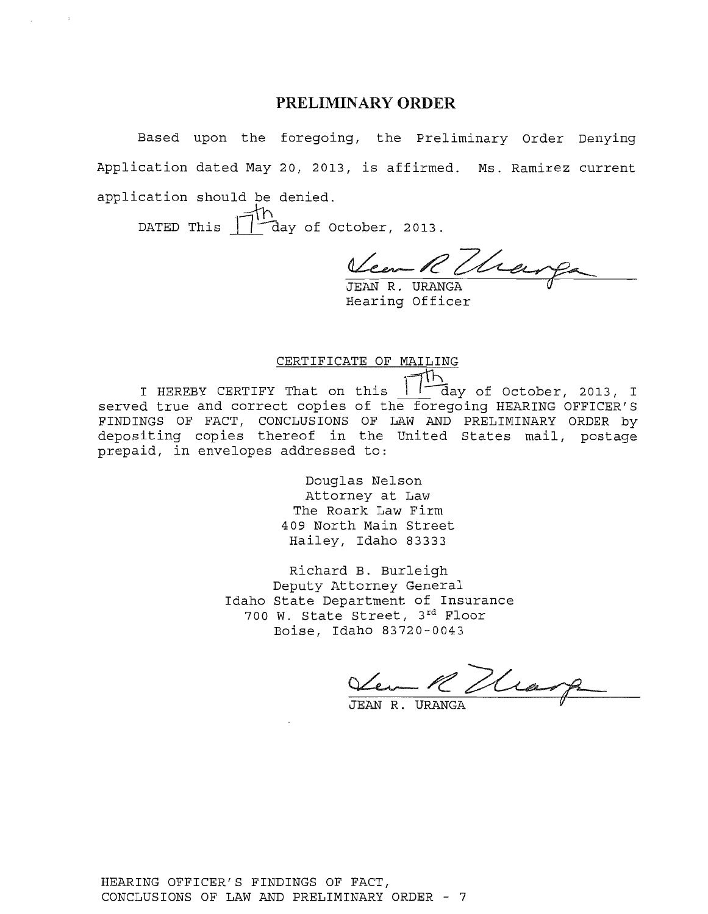## PRELIMINARY ORDER

Based upon the foregoing, the Preliminary Order Denying Application dated May 20, 2013, is affirmed. Ms. Ramirez current application should be denied.

DATED This 17th day of October, 2013.

JEAN R. URANGA
Hearing Officer

CERTIFICATE OF MAILING

I HEREBY CERTIFY That on this 17th day of October, 2013, I served true and correct copies of the foregoing HEARING OFFICER'S FINDINGS OF FACT, CONCLUSIONS OF LAW AND PRELIMINARY ORDER by depositing copies thereof in the United States mail, postage prepaid, in envelopes addressed to:

Douglas Nelson
Attorney at Law
The Roark Law Firm
409 North Main Street
Hailey, Idaho 83333

Richard B. Burleigh
Deputy Attorney General
Idaho State Department of Insurance
700 W. State Street, 3rd Floor
Boise, Idaho 83720-0043

JEAN R. URANGA

HEARING OFFICER'S FINDINGS OF FACT, CONCLUSIONS OF LAW AND PRELIMINARY ORDER - 7